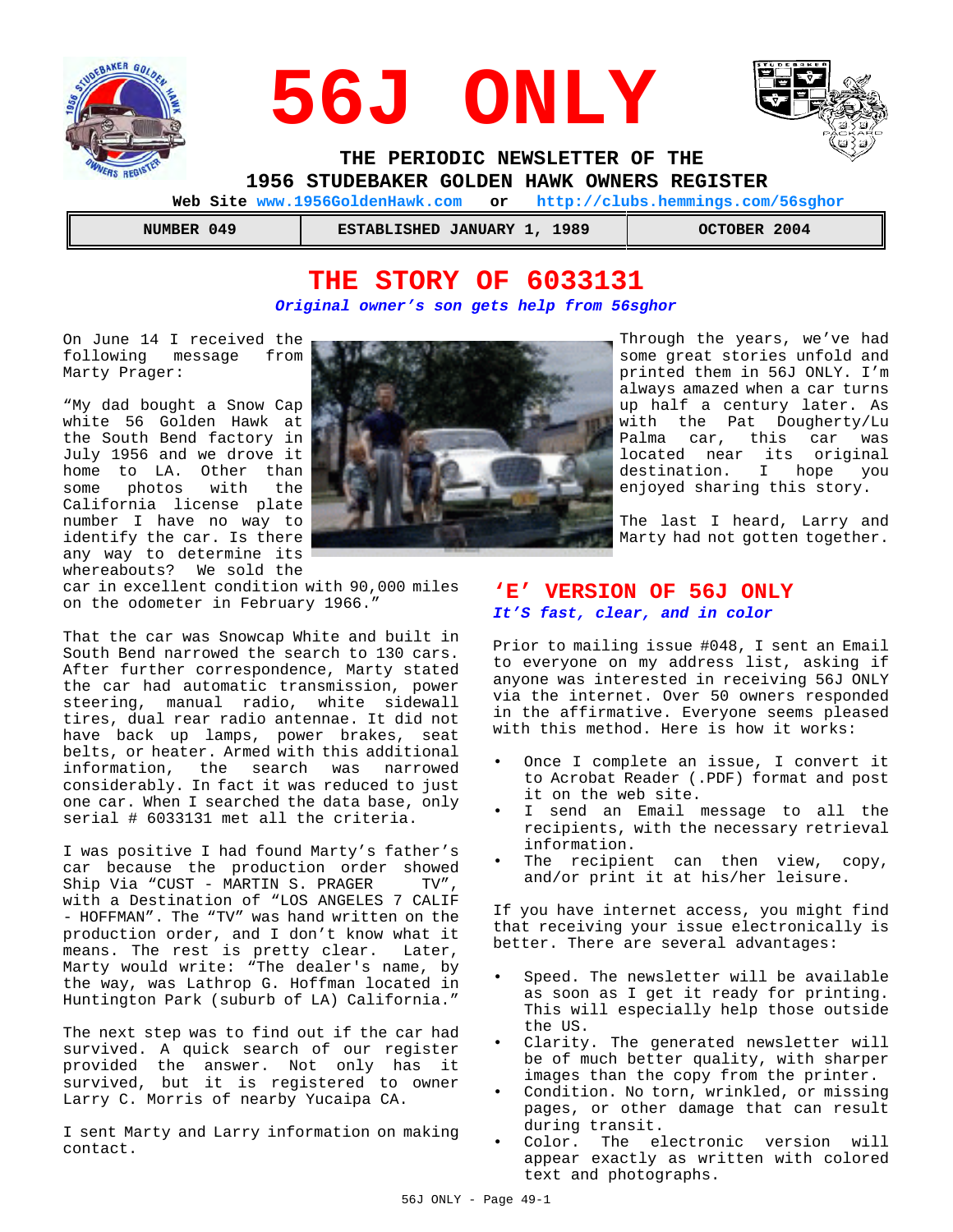# 56J ONLY

**THE PERIODIC NEWSLETTER OF THE**
**1956 STUDEBAKER GOLDEN HAWK OWNERS REGISTER**

**Web Site** www.1956GoldenHawk.com **or** http://clubs.hemmings.com/56sghor

| NUMBER 049 | ESTABLISHED JANUARY 1, 1989 | OCTOBER 2004 |
|---|---|---|

## THE STORY OF 6033131

***Original owner's son gets help from 56sghor***

On June 14 I received the following message from Marty Prager:

"My dad bought a Snow Cap white 56 Golden Hawk at the South Bend factory in July 1956 and we drove it home to LA. Other than some photos with the California license plate number I have no way to identify the car. Is there any way to determine its whereabouts? We sold the car in excellent condition with 90,000 miles on the odometer in February 1966."

That the car was Snowcap White and built in South Bend narrowed the search to 130 cars. After further correspondence, Marty stated the car had automatic transmission, power steering, manual radio, white sidewall tires, dual rear radio antennae. It did not have back up lamps, power brakes, seat belts, or heater. Armed with this additional information, the search was narrowed considerably. In fact it was reduced to just one car. When I searched the data base, only serial # 6033131 met all the criteria.

I was positive I had found Marty's father's car because the production order showed Ship Via "CUST - MARTIN S. PRAGER TV", with a Destination of "LOS ANGELES 7 CALIF - HOFFMAN". The "TV" was hand written on the production order, and I don't know what it means. The rest is pretty clear. Later, Marty would write: "The dealer's name, by the way, was Lathrop G. Hoffman located in Huntington Park (suburb of LA) California."

The next step was to find out if the car had survived. A quick search of our register provided the answer. Not only has it survived, but it is registered to owner Larry C. Morris of nearby Yucaipa CA.

I sent Marty and Larry information on making contact.

Through the years, we've had some great stories unfold and printed them in 56J ONLY. I'm always amazed when a car turns up half a century later. As with the Pat Dougherty/Lu Palma car, this car was located near its original destination. I hope you enjoyed sharing this story.

The last I heard, Larry and Marty had not gotten together.

## 'E' VERSION OF 56J ONLY

***It'S fast, clear, and in color***

Prior to mailing issue #048, I sent an Email to everyone on my address list, asking if anyone was interested in receiving 56J ONLY via the internet. Over 50 owners responded in the affirmative. Everyone seems pleased with this method. Here is how it works:

- Once I complete an issue, I convert it to Acrobat Reader (.PDF) format and post it on the web site.
- I send an Email message to all the recipients, with the necessary retrieval information.
- The recipient can then view, copy, and/or print it at his/her leisure.

If you have internet access, you might find that receiving your issue electronically is better. There are several advantages:

- Speed. The newsletter will be available as soon as I get it ready for printing. This will especially help those outside the US.
- Clarity. The generated newsletter will be of much better quality, with sharper images than the copy from the printer.
- Condition. No torn, wrinkled, or missing pages, or other damage that can result during transit.
- Color. The electronic version will appear exactly as written with colored text and photographs.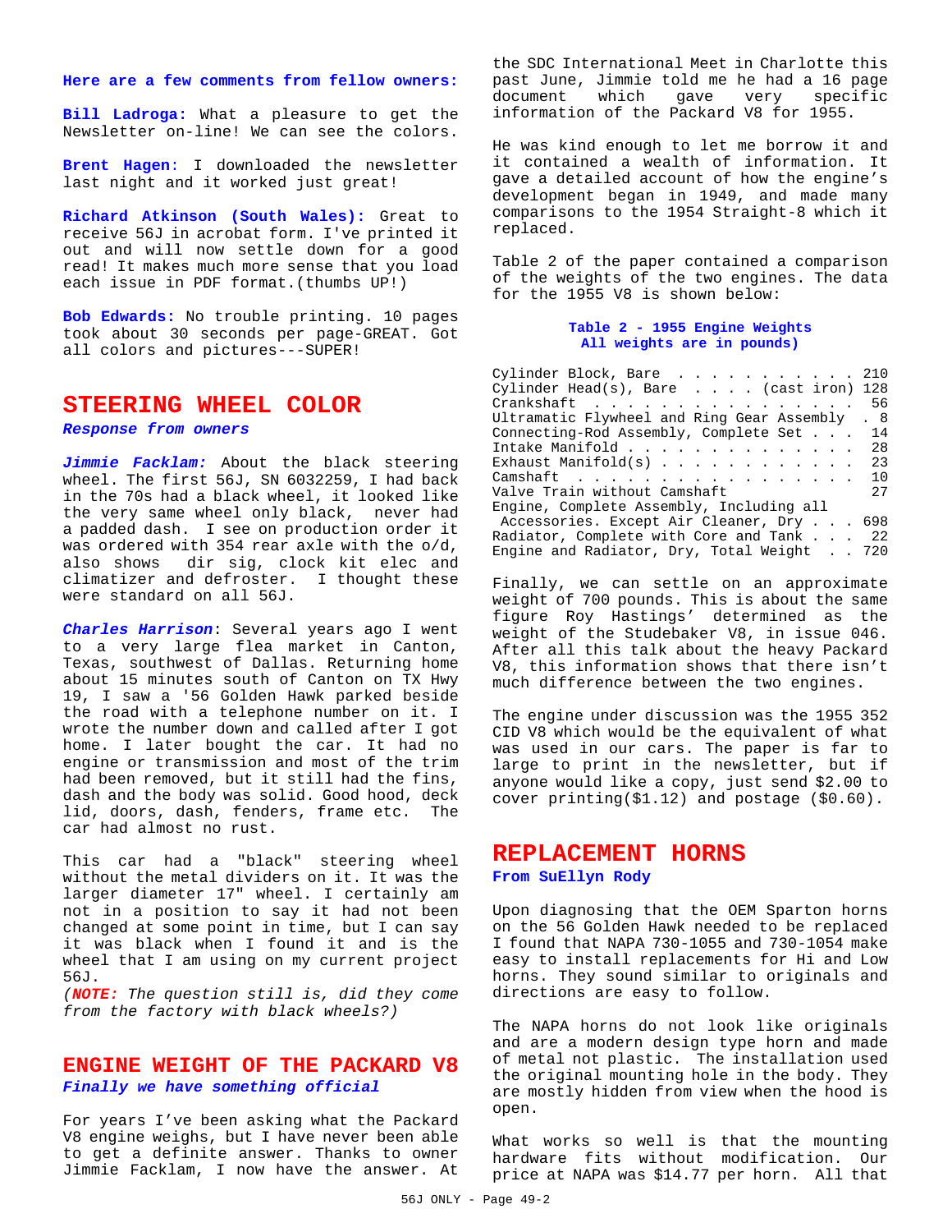**Here are a few comments from fellow owners:**

**Bill Ladroga:** What a pleasure to get the Newsletter on-line! We can see the colors.

**Brent Hagen**: I downloaded the newsletter last night and it worked just great!

**Richard Atkinson (South Wales):** Great to receive 56J in acrobat form. I've printed it out and will now settle down for a good read! It makes much more sense that you load each issue in PDF format.(thumbs UP!)

**Bob Edwards:** No trouble printing. 10 pages took about 30 seconds per page-GREAT. Got all colors and pictures---SUPER!

## STEERING WHEEL COLOR

***Response from owners***

***Jimmie Facklam:*** About the black steering wheel. The first 56J, SN 6032259, I had back in the 70s had a black wheel, it looked like the very same wheel only black, never had a padded dash. I see on production order it was ordered with 354 rear axle with the o/d, also shows dir sig, clock kit elec and climatizer and defroster. I thought these were standard on all 56J.

***Charles Harrison***: Several years ago I went to a very large flea market in Canton, Texas, southwest of Dallas. Returning home about 15 minutes south of Canton on TX Hwy 19, I saw a '56 Golden Hawk parked beside the road with a telephone number on it. I wrote the number down and called after I got home. I later bought the car. It had no engine or transmission and most of the trim had been removed, but it still had the fins, dash and the body was solid. Good hood, deck lid, doors, dash, fenders, frame etc. The car had almost no rust.

This car had a "black" steering wheel without the metal dividers on it. It was the larger diameter 17" wheel. I certainly am not in a position to say it had not been changed at some point in time, but I can say it was black when I found it and is the wheel that I am using on my current project 56J.

*(**NOTE:** The question still is, did they come from the factory with black wheels?)*

## ENGINE WEIGHT OF THE PACKARD V8

***Finally we have something official***

For years I've been asking what the Packard V8 engine weighs, but I have never been able to get a definite answer. Thanks to owner Jimmie Facklam, I now have the answer. At the SDC International Meet in Charlotte this past June, Jimmie told me he had a 16 page document which gave very specific information of the Packard V8 for 1955.

He was kind enough to let me borrow it and it contained a wealth of information. It gave a detailed account of how the engine's development began in 1949, and made many comparisons to the 1954 Straight-8 which it replaced.

Table 2 of the paper contained a comparison of the weights of the two engines. The data for the 1955 V8 is shown below:

**Table 2 - 1955 Engine Weights**
**All weights are in pounds)**

| Item | Weight |
|---|---|
| Cylinder Block, Bare | 210 |
| Cylinder Head(s), Bare (cast iron) | 128 |
| Crankshaft | 56 |
| Ultramatic Flywheel and Ring Gear Assembly | 8 |
| Connecting-Rod Assembly, Complete Set | 14 |
| Intake Manifold | 28 |
| Exhaust Manifold(s) | 23 |
| Camshaft | 10 |
| Valve Train without Camshaft | 27 |
| Engine, Complete Assembly, Including all Accessories. Except Air Cleaner, Dry | 698 |
| Radiator, Complete with Core and Tank | 22 |
| Engine and Radiator, Dry, Total Weight | 720 |

Finally, we can settle on an approximate weight of 700 pounds. This is about the same figure Roy Hastings' determined as the weight of the Studebaker V8, in issue 046. After all this talk about the heavy Packard V8, this information shows that there isn't much difference between the two engines.

The engine under discussion was the 1955 352 CID V8 which would be the equivalent of what was used in our cars. The paper is far to large to print in the newsletter, but if anyone would like a copy, just send $2.00 to cover printing($1.12) and postage ($0.60).

## REPLACEMENT HORNS

**From SuEllyn Rody**

Upon diagnosing that the OEM Sparton horns on the 56 Golden Hawk needed to be replaced I found that NAPA 730-1055 and 730-1054 make easy to install replacements for Hi and Low horns. They sound similar to originals and directions are easy to follow.

The NAPA horns do not look like originals and are a modern design type horn and made of metal not plastic. The installation used the original mounting hole in the body. They are mostly hidden from view when the hood is open.

What works so well is that the mounting hardware fits without modification. Our price at NAPA was $14.77 per horn. All that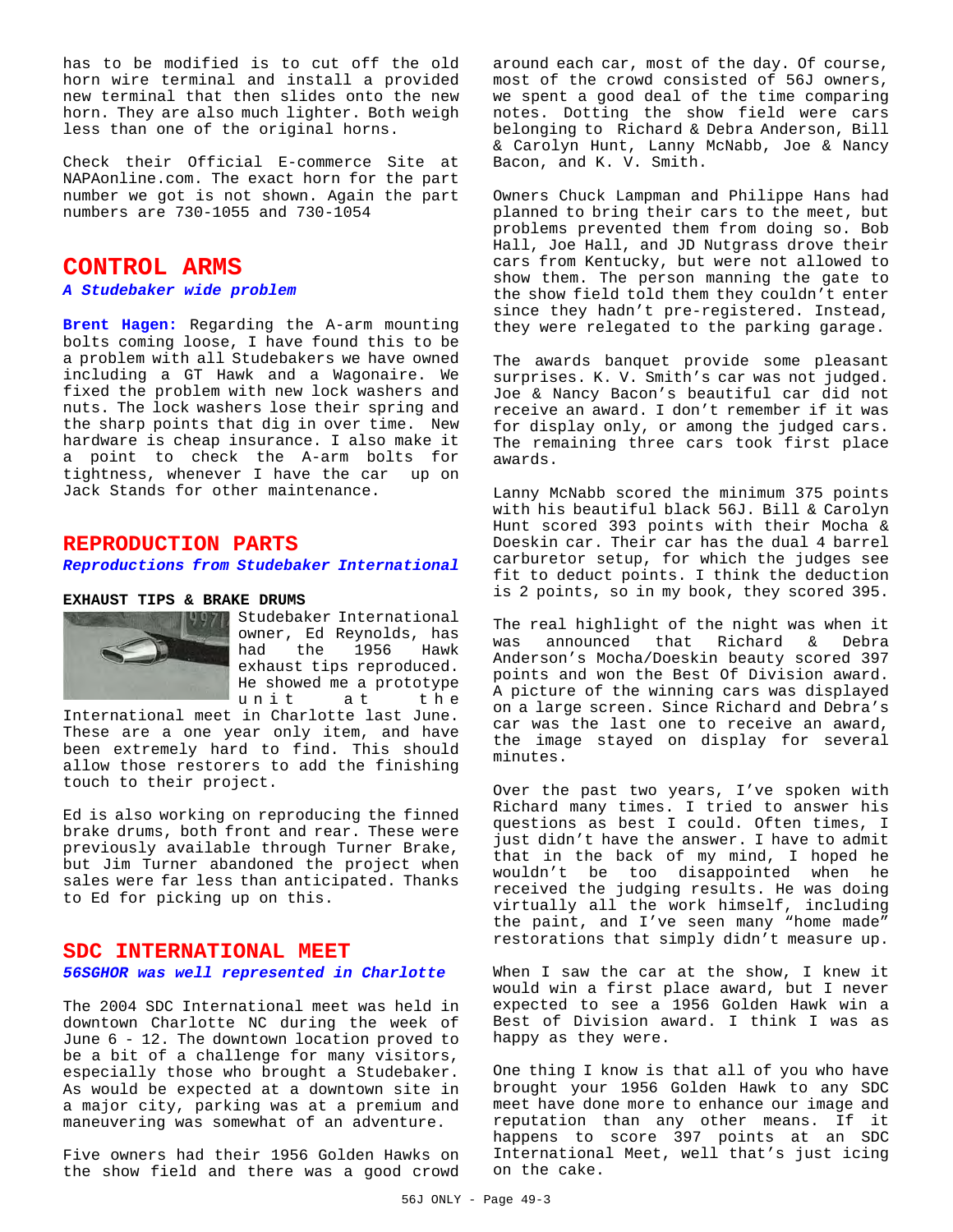has to be modified is to cut off the old horn wire terminal and install a provided new terminal that then slides onto the new horn. They are also much lighter. Both weigh less than one of the original horns.

Check their Official E-commerce Site at NAPAonline.com. The exact horn for the part number we got is not shown. Again the part numbers are 730-1055 and 730-1054

## CONTROL ARMS

***A Studebaker wide problem***

**Brent Hagen:** Regarding the A-arm mounting bolts coming loose, I have found this to be a problem with all Studebakers we have owned including a GT Hawk and a Wagonaire. We fixed the problem with new lock washers and nuts. The lock washers lose their spring and the sharp points that dig in over time. New hardware is cheap insurance. I also make it a point to check the A-arm bolts for tightness, whenever I have the car up on Jack Stands for other maintenance.

## REPRODUCTION PARTS

***Reproductions from Studebaker International***

### EXHAUST TIPS & BRAKE DRUMS

Studebaker International owner, Ed Reynolds, has had the 1956 Hawk exhaust tips reproduced. He showed me a prototype unit at the International meet in Charlotte last June. These are a one year only item, and have been extremely hard to find. This should allow those restorers to add the finishing touch to their project.

Ed is also working on reproducing the finned brake drums, both front and rear. These were previously available through Turner Brake, but Jim Turner abandoned the project when sales were far less than anticipated. Thanks to Ed for picking up on this.

## SDC INTERNATIONAL MEET

***56SGHOR was well represented in Charlotte***

The 2004 SDC International meet was held in downtown Charlotte NC during the week of June 6 - 12. The downtown location proved to be a bit of a challenge for many visitors, especially those who brought a Studebaker. As would be expected at a downtown site in a major city, parking was at a premium and maneuvering was somewhat of an adventure.

Five owners had their 1956 Golden Hawks on the show field and there was a good crowd around each car, most of the day. Of course, most of the crowd consisted of 56J owners, we spent a good deal of the time comparing notes. Dotting the show field were cars belonging to Richard & Debra Anderson, Bill & Carolyn Hunt, Lanny McNabb, Joe & Nancy Bacon, and K. V. Smith.

Owners Chuck Lampman and Philippe Hans had planned to bring their cars to the meet, but problems prevented them from doing so. Bob Hall, Joe Hall, and JD Nutgrass drove their cars from Kentucky, but were not allowed to show them. The person manning the gate to the show field told them they couldn't enter since they hadn't pre-registered. Instead, they were relegated to the parking garage.

The awards banquet provide some pleasant surprises. K. V. Smith's car was not judged. Joe & Nancy Bacon's beautiful car did not receive an award. I don't remember if it was for display only, or among the judged cars. The remaining three cars took first place awards.

Lanny McNabb scored the minimum 375 points with his beautiful black 56J. Bill & Carolyn Hunt scored 393 points with their Mocha & Doeskin car. Their car has the dual 4 barrel carburetor setup, for which the judges see fit to deduct points. I think the deduction is 2 points, so in my book, they scored 395.

The real highlight of the night was when it was announced that Richard & Debra Anderson's Mocha/Doeskin beauty scored 397 points and won the Best Of Division award. A picture of the winning cars was displayed on a large screen. Since Richard and Debra's car was the last one to receive an award, the image stayed on display for several minutes.

Over the past two years, I've spoken with Richard many times. I tried to answer his questions as best I could. Often times, I just didn't have the answer. I have to admit that in the back of my mind, I hoped he wouldn't be too disappointed when he received the judging results. He was doing virtually all the work himself, including the paint, and I've seen many "home made" restorations that simply didn't measure up.

When I saw the car at the show, I knew it would win a first place award, but I never expected to see a 1956 Golden Hawk win a Best of Division award. I think I was as happy as they were.

One thing I know is that all of you who have brought your 1956 Golden Hawk to any SDC meet have done more to enhance our image and reputation than any other means. If it happens to score 397 points at an SDC International Meet, well that's just icing on the cake.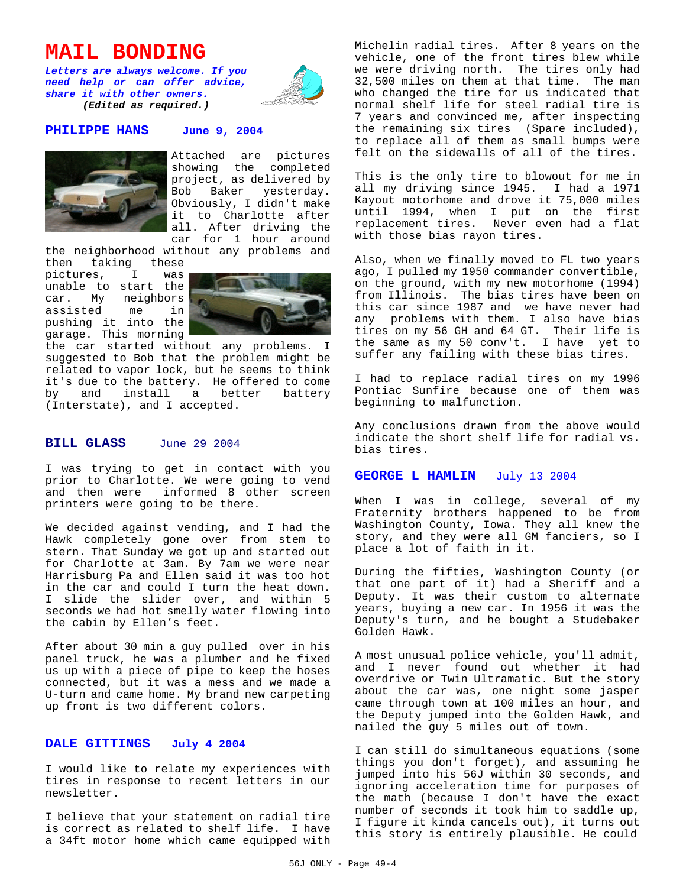# MAIL BONDING

***Letters are always welcome. If you need help or can offer advice, share it with other owners.***
***(Edited as required.)***

## PHILIPPE HANS June 9, 2004

Attached are pictures showing the completed project, as delivered by Bob Baker yesterday. Obviously, I didn't make it to Charlotte after all. After driving the car for 1 hour around the neighborhood without any problems and then taking these pictures, I was unable to start the car. My neighbors assisted me in pushing it into the garage. This morning the car started without any problems. I suggested to Bob that the problem might be related to vapor lock, but he seems to think it's due to the battery. He offered to come by and install a better battery (Interstate), and I accepted.

## BILL GLASS June 29 2004

I was trying to get in contact with you prior to Charlotte. We were going to vend and then were informed 8 other screen printers were going to be there.

We decided against vending, and I had the Hawk completely gone over from stem to stern. That Sunday we got up and started out for Charlotte at 3am. By 7am we were near Harrisburg Pa and Ellen said it was too hot in the car and could I turn the heat down. I slide the slider over, and within 5 seconds we had hot smelly water flowing into the cabin by Ellen's feet.

After about 30 min a guy pulled over in his panel truck, he was a plumber and he fixed us up with a piece of pipe to keep the hoses connected, but it was a mess and we made a U-turn and came home. My brand new carpeting up front is two different colors.

## DALE GITTINGS July 4 2004

I would like to relate my experiences with tires in response to recent letters in our newsletter.

I believe that your statement on radial tire is correct as related to shelf life. I have a 34ft motor home which came equipped with Michelin radial tires. After 8 years on the vehicle, one of the front tires blew while we were driving north. The tires only had 32,500 miles on them at that time. The man who changed the tire for us indicated that normal shelf life for steel radial tire is 7 years and convinced me, after inspecting the remaining six tires (Spare included), to replace all of them as small bumps were felt on the sidewalls of all of the tires.

This is the only tire to blowout for me in all my driving since 1945. I had a 1971 Kayout motorhome and drove it 75,000 miles until 1994, when I put on the first replacement tires. Never even had a flat with those bias rayon tires.

Also, when we finally moved to FL two years ago, I pulled my 1950 commander convertible, on the ground, with my new motorhome (1994) from Illinois. The bias tires have been on this car since 1987 and we have never had any problems with them. I also have bias tires on my 56 GH and 64 GT. Their life is the same as my 50 conv't. I have yet to suffer any failing with these bias tires.

I had to replace radial tires on my 1996 Pontiac Sunfire because one of them was beginning to malfunction.

Any conclusions drawn from the above would indicate the short shelf life for radial vs. bias tires.

## GEORGE L HAMLIN July 13 2004

When I was in college, several of my Fraternity brothers happened to be from Washington County, Iowa. They all knew the story, and they were all GM fanciers, so I place a lot of faith in it.

During the fifties, Washington County (or that one part of it) had a Sheriff and a Deputy. It was their custom to alternate years, buying a new car. In 1956 it was the Deputy's turn, and he bought a Studebaker Golden Hawk.

A most unusual police vehicle, you'll admit, and I never found out whether it had overdrive or Twin Ultramatic. But the story about the car was, one night some jasper came through town at 100 miles an hour, and the Deputy jumped into the Golden Hawk, and nailed the guy 5 miles out of town.

I can still do simultaneous equations (some things you don't forget), and assuming he jumped into his 56J within 30 seconds, and ignoring acceleration time for purposes of the math (because I don't have the exact number of seconds it took him to saddle up, I figure it kinda cancels out), it turns out this story is entirely plausible. He could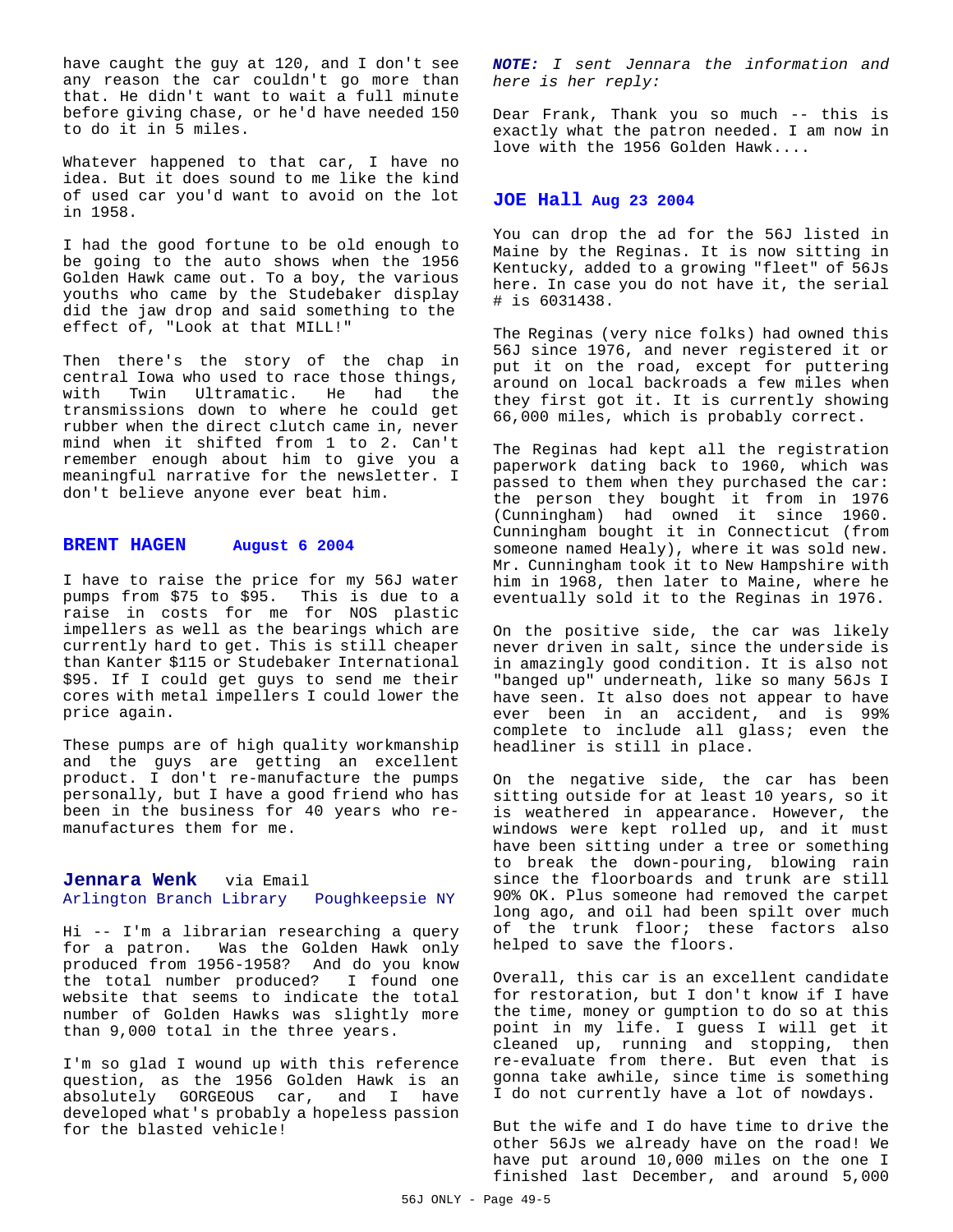have caught the guy at 120, and I don't see any reason the car couldn't go more than that. He didn't want to wait a full minute before giving chase, or he'd have needed 150 to do it in 5 miles.

Whatever happened to that car, I have no idea. But it does sound to me like the kind of used car you'd want to avoid on the lot in 1958.

I had the good fortune to be old enough to be going to the auto shows when the 1956 Golden Hawk came out. To a boy, the various youths who came by the Studebaker display did the jaw drop and said something to the effect of, "Look at that MILL!"

Then there's the story of the chap in central Iowa who used to race those things, with Twin Ultramatic. He had the transmissions down to where he could get rubber when the direct clutch came in, never mind when it shifted from 1 to 2. Can't remember enough about him to give you a meaningful narrative for the newsletter. I don't believe anyone ever beat him.

## BRENT HAGEN August 6 2004

I have to raise the price for my 56J water pumps from $75 to $95. This is due to a raise in costs for me for NOS plastic impellers as well as the bearings which are currently hard to get. This is still cheaper than Kanter $115 or Studebaker International $95. If I could get guys to send me their cores with metal impellers I could lower the price again.

These pumps are of high quality workmanship and the guys are getting an excellent product. I don't re-manufacture the pumps personally, but I have a good friend who has been in the business for 40 years who re-manufactures them for me.

## Jennara Wenk via Email
Arlington Branch Library Poughkeepsie NY

Hi -- I'm a librarian researching a query for a patron. Was the Golden Hawk only produced from 1956-1958? And do you know the total number produced? I found one website that seems to indicate the total number of Golden Hawks was slightly more than 9,000 total in the three years.

I'm so glad I wound up with this reference question, as the 1956 Golden Hawk is an absolutely GORGEOUS car, and I have developed what's probably a hopeless passion for the blasted vehicle!

***NOTE:*** *I sent Jennara the information and here is her reply:*

Dear Frank, Thank you so much -- this is exactly what the patron needed. I am now in love with the 1956 Golden Hawk....

## JOE Hall Aug 23 2004

You can drop the ad for the 56J listed in Maine by the Reginas. It is now sitting in Kentucky, added to a growing "fleet" of 56Js here. In case you do not have it, the serial # is 6031438.

The Reginas (very nice folks) had owned this 56J since 1976, and never registered it or put it on the road, except for puttering around on local backroads a few miles when they first got it. It is currently showing 66,000 miles, which is probably correct.

The Reginas had kept all the registration paperwork dating back to 1960, which was passed to them when they purchased the car: the person they bought it from in 1976 (Cunningham) had owned it since 1960. Cunningham bought it in Connecticut (from someone named Healy), where it was sold new. Mr. Cunningham took it to New Hampshire with him in 1968, then later to Maine, where he eventually sold it to the Reginas in 1976.

On the positive side, the car was likely never driven in salt, since the underside is in amazingly good condition. It is also not "banged up" underneath, like so many 56Js I have seen. It also does not appear to have ever been in an accident, and is 99% complete to include all glass; even the headliner is still in place.

On the negative side, the car has been sitting outside for at least 10 years, so it is weathered in appearance. However, the windows were kept rolled up, and it must have been sitting under a tree or something to break the down-pouring, blowing rain since the floorboards and trunk are still 90% OK. Plus someone had removed the carpet long ago, and oil had been spilt over much of the trunk floor; these factors also helped to save the floors.

Overall, this car is an excellent candidate for restoration, but I don't know if I have the time, money or gumption to do so at this point in my life. I guess I will get it cleaned up, running and stopping, then re-evaluate from there. But even that is gonna take awhile, since time is something I do not currently have a lot of nowdays.

But the wife and I do have time to drive the other 56Js we already have on the road! We have put around 10,000 miles on the one I finished last December, and around 5,000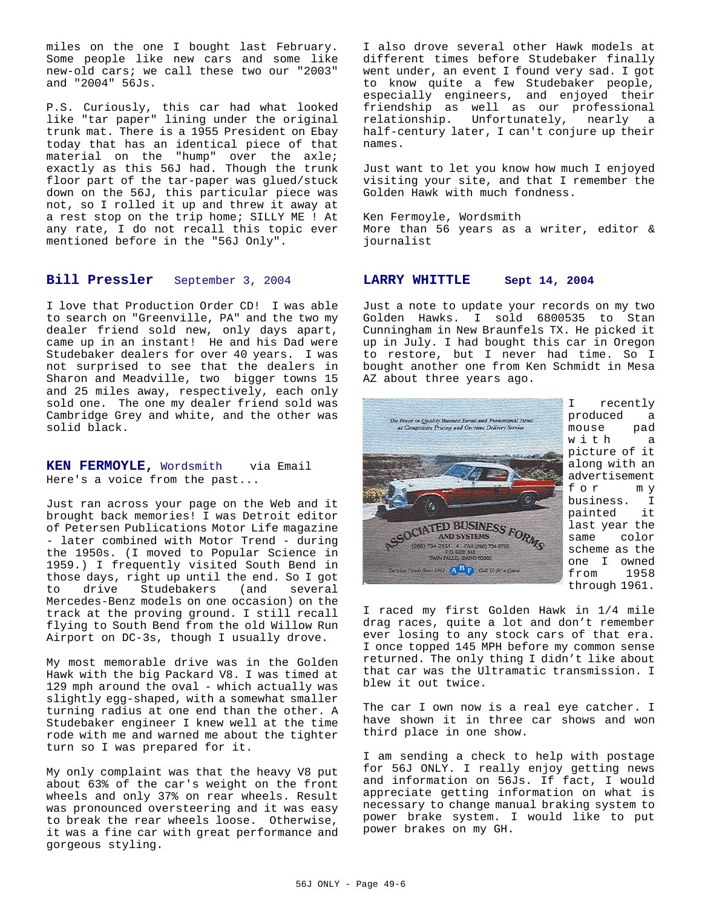miles on the one I bought last February. Some people like new cars and some like new-old cars; we call these two our "2003" and "2004" 56Js.

P.S. Curiously, this car had what looked like "tar paper" lining under the original trunk mat. There is a 1955 President on Ebay today that has an identical piece of that material on the "hump" over the axle; exactly as this 56J had. Though the trunk floor part of the tar-paper was glued/stuck down on the 56J, this particular piece was not, so I rolled it up and threw it away at a rest stop on the trip home; SILLY ME ! At any rate, I do not recall this topic ever mentioned before in the "56J Only".

## Bill Pressler — September 3, 2004

I love that Production Order CD! I was able to search on "Greenville, PA" and the two my dealer friend sold new, only days apart, came up in an instant! He and his Dad were Studebaker dealers for over 40 years. I was not surprised to see that the dealers in Sharon and Meadville, two bigger towns 15 and 25 miles away, respectively, each only sold one. The one my dealer friend sold was Cambridge Grey and white, and the other was solid black.

## KEN FERMOYLE, Wordsmith — via Email

Here's a voice from the past...

Just ran across your page on the Web and it brought back memories! I was Detroit editor of Petersen Publications Motor Life magazine - later combined with Motor Trend - during the 1950s. (I moved to Popular Science in 1959.) I frequently visited South Bend in those days, right up until the end. So I got to drive Studebakers (and several Mercedes-Benz models on one occasion) on the track at the proving ground. I still recall flying to South Bend from the old Willow Run Airport on DC-3s, though I usually drove.

My most memorable drive was in the Golden Hawk with the big Packard V8. I was timed at 129 mph around the oval - which actually was slightly egg-shaped, with a somewhat smaller turning radius at one end than the other. A Studebaker engineer I knew well at the time rode with me and warned me about the tighter turn so I was prepared for it.

My only complaint was that the heavy V8 put about 63% of the car's weight on the front wheels and only 37% on rear wheels. Result was pronounced oversteering and it was easy to break the rear wheels loose. Otherwise, it was a fine car with great performance and gorgeous styling.

I also drove several other Hawk models at different times before Studebaker finally went under, an event I found very sad. I got to know quite a few Studebaker people, especially engineers, and enjoyed their friendship as well as our professional relationship. Unfortunately, nearly a half-century later, I can't conjure up their names.

Just want to let you know how much I enjoyed visiting your site, and that I remember the Golden Hawk with much fondness.

Ken Fermoyle, Wordsmith
More than 56 years as a writer, editor & journalist

## LARRY WHITTLE — Sept 14, 2004

Just a note to update your records on my two Golden Hawks. I sold 6800535 to Stan Cunningham in New Braunfels TX. He picked it up in July. I had bought this car in Oregon to restore, but I never had time. So I bought another one from Ken Schmidt in Mesa AZ about three years ago.

I recently produced a mouse pad with a picture of it along with an advertisement for my business. I painted it last year the same color scheme as the one I owned from 1958 through 1961.

I raced my first Golden Hawk in 1/4 mile drag races, quite a lot and don't remember ever losing to any stock cars of that era. I once topped 145 MPH before my common sense returned. The only thing I didn't like about that car was the Ultramatic transmission. I blew it out twice.

The car I own now is a real eye catcher. I have shown it in three car shows and won third place in one show.

I am sending a check to help with postage for 56J ONLY. I really enjoy getting news and information on 56Js. If fact, I would appreciate getting information on what is necessary to change manual braking system to power brake system. I would like to put power brakes on my GH.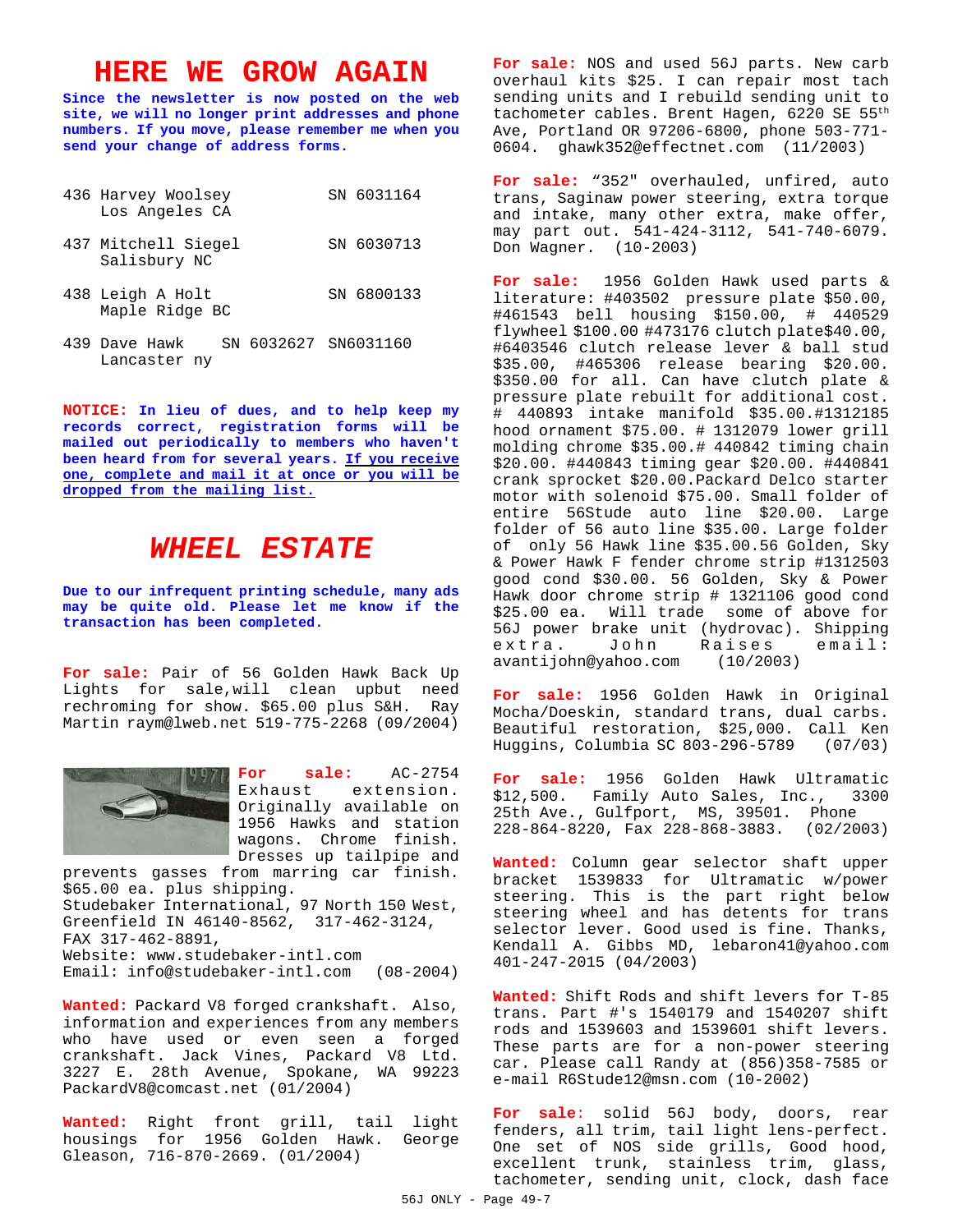# HERE WE GROW AGAIN

**Since the newsletter is now posted on the web site, we will no longer print addresses and phone numbers. If you move, please remember me when you send your change of address forms.**

436 Harvey Woolsey SN 6031164
Los Angeles CA

437 Mitchell Siegel SN 6030713
Salisbury NC

438 Leigh A Holt SN 6800133
Maple Ridge BC

439 Dave Hawk SN 6032627 SN6031160
Lancaster ny

**NOTICE: In lieu of dues, and to help keep my records correct, registration forms will be mailed out periodically to members who haven't been heard from for several years. If you receive one, complete and mail it at once or you will be dropped from the mailing list.**

# *WHEEL ESTATE*

**Due to our infrequent printing schedule, many ads may be quite old. Please let me know if the transaction has been completed.**

**For sale:** Pair of 56 Golden Hawk Back Up Lights for sale,will clean upbut need rechroming for show. $65.00 plus S&H. Ray Martin raym@lweb.net 519-775-2268 (09/2004)

**For sale:** AC-2754 Exhaust extension. Originally available on 1956 Hawks and station wagons. Chrome finish. Dresses up tailpipe and prevents gasses from marring car finish. $65.00 ea. plus shipping.
Studebaker International, 97 North 150 West, Greenfield IN 46140-8562, 317-462-3124, FAX 317-462-8891,
Website: www.studebaker-intl.com
Email: info@studebaker-intl.com (08-2004)

**Wanted:** Packard V8 forged crankshaft. Also, information and experiences from any members who have used or even seen a forged crankshaft. Jack Vines, Packard V8 Ltd. 3227 E. 28th Avenue, Spokane, WA 99223 PackardV8@comcast.net (01/2004)

**Wanted:** Right front grill, tail light housings for 1956 Golden Hawk. George Gleason, 716-870-2669. (01/2004)

**For sale:** NOS and used 56J parts. New carb overhaul kits $25. I can repair most tach sending units and I rebuild sending unit to tachometer cables. Brent Hagen, 6220 SE 55th Ave, Portland OR 97206-6800, phone 503-771-0604. ghawk352@effectnet.com (11/2003)

**For sale:** "352" overhauled, unfired, auto trans, Saginaw power steering, extra torque and intake, many other extra, make offer, may part out. 541-424-3112, 541-740-6079. Don Wagner. (10-2003)

**For sale:** 1956 Golden Hawk used parts & literature: #403502 pressure plate $50.00, #461543 bell housing $150.00, # 440529 flywheel $100.00 #473176 clutch plate$40.00, #6403546 clutch release lever & ball stud $35.00, #465306 release bearing $20.00. $350.00 for all. Can have clutch plate & pressure plate rebuilt for additional cost. # 440893 intake manifold $35.00.#1312185 hood ornament $75.00. # 1312079 lower grill molding chrome $35.00.# 440842 timing chain $20.00. #440843 timing gear $20.00. #440841 crank sprocket $20.00.Packard Delco starter motor with solenoid $75.00. Small folder of entire 56Stude auto line $20.00. Large folder of 56 auto line $35.00. Large folder of only 56 Hawk line $35.00.56 Golden, Sky & Power Hawk F fender chrome strip #1312503 good cond $30.00. 56 Golden, Sky & Power Hawk door chrome strip # 1321106 good cond $25.00 ea. Will trade some of above for 56J power brake unit (hydrovac). Shipping extra. John Raises email: avantijohn@yahoo.com (10/2003)

**For sale:** 1956 Golden Hawk in Original Mocha/Doeskin, standard trans, dual carbs. Beautiful restoration, $25,000. Call Ken Huggins, Columbia SC 803-296-5789 (07/03)

**For sale:** 1956 Golden Hawk Ultramatic $12,500. Family Auto Sales, Inc., 3300 25th Ave., Gulfport, MS, 39501. Phone 228-864-8220, Fax 228-868-3883. (02/2003)

**Wanted:** Column gear selector shaft upper bracket 1539833 for Ultramatic w/power steering. This is the part right below steering wheel and has detents for trans selector lever. Good used is fine. Thanks, Kendall A. Gibbs MD, lebaron41@yahoo.com 401-247-2015 (04/2003)

**Wanted:** Shift Rods and shift levers for T-85 trans. Part #'s 1540179 and 1540207 shift rods and 1539603 and 1539601 shift levers. These parts are for a non-power steering car. Please call Randy at (856)358-7585 or e-mail R6Stude12@msn.com (10-2002)

**For sale**: solid 56J body, doors, rear fenders, all trim, tail light lens-perfect. One set of NOS side grills, Good hood, excellent trunk, stainless trim, glass, tachometer, sending unit, clock, dash face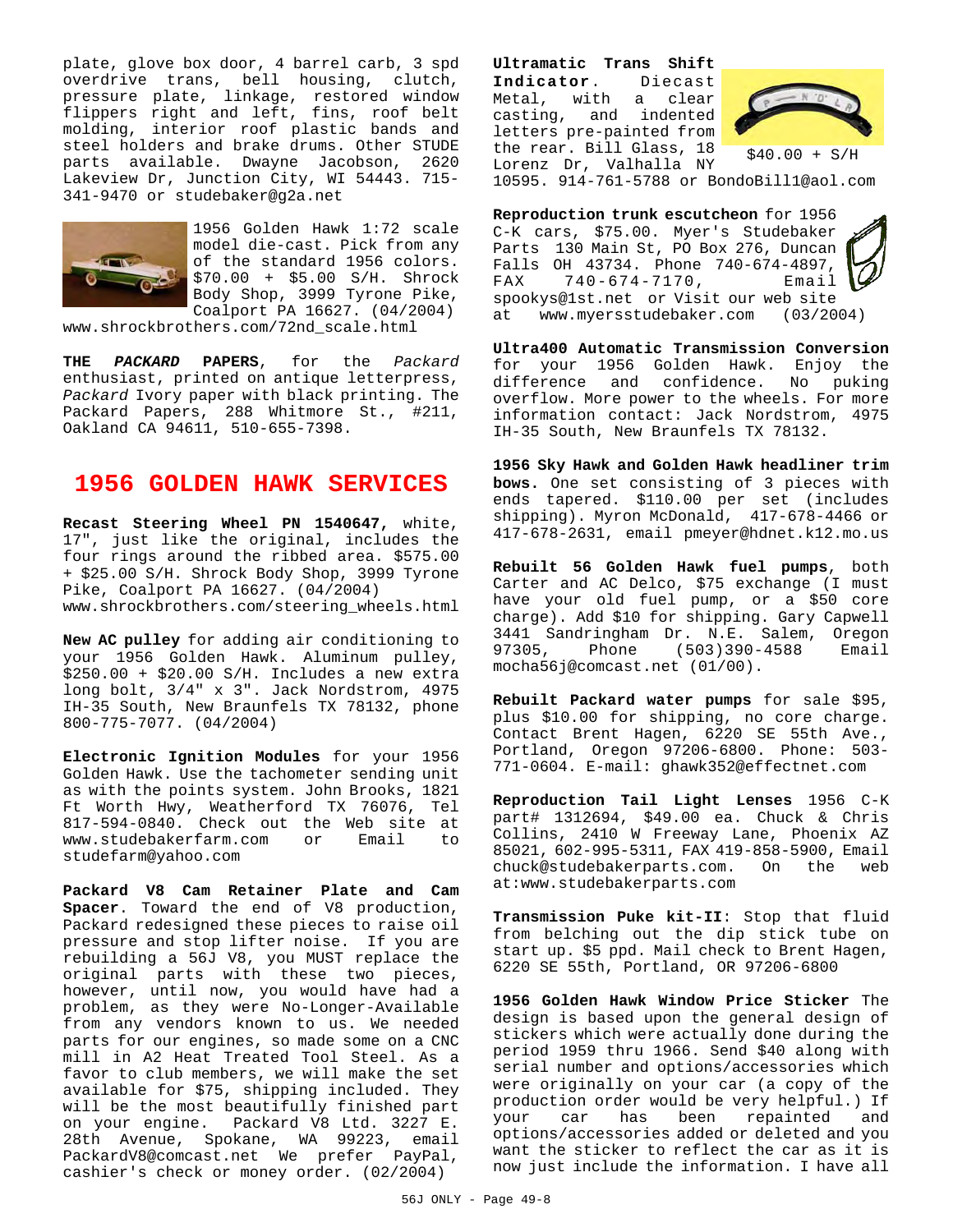plate, glove box door, 4 barrel carb, 3 spd overdrive trans, bell housing, clutch, pressure plate, linkage, restored window flippers right and left, fins, roof belt molding, interior roof plastic bands and steel holders and brake drums. Other STUDE parts available. Dwayne Jacobson, 2620 Lakeview Dr, Junction City, WI 54443. 715-341-9470 or studebaker@g2a.net

1956 Golden Hawk 1:72 scale model die-cast. Pick from any of the standard 1956 colors. $70.00 + $5.00 S/H. Shrock Body Shop, 3999 Tyrone Pike, Coalport PA 16627. (04/2004) www.shrockbrothers.com/72nd_scale.html

**THE *PACKARD* PAPERS**, for the *Packard* enthusiast, printed on antique letterpress, *Packard* Ivory paper with black printing. The Packard Papers, 288 Whitmore St., #211, Oakland CA 94611, 510-655-7398.

## 1956 GOLDEN HAWK SERVICES

**Recast Steering Wheel PN 1540647,** white, 17", just like the original, includes the four rings around the ribbed area. $575.00 + $25.00 S/H. Shrock Body Shop, 3999 Tyrone Pike, Coalport PA 16627. (04/2004) www.shrockbrothers.com/steering_wheels.html

**New AC pulley** for adding air conditioning to your 1956 Golden Hawk. Aluminum pulley, $250.00 + $20.00 S/H. Includes a new extra long bolt, 3/4" x 3". Jack Nordstrom, 4975 IH-35 South, New Braunfels TX 78132, phone 800-775-7077. (04/2004)

**Electronic Ignition Modules** for your 1956 Golden Hawk. Use the tachometer sending unit as with the points system. John Brooks, 1821 Ft Worth Hwy, Weatherford TX 76076, Tel 817-594-0840. Check out the Web site at www.studebakerfarm.com or Email to studefarm@yahoo.com

**Packard V8 Cam Retainer Plate and Cam Spacer**. Toward the end of V8 production, Packard redesigned these pieces to raise oil pressure and stop lifter noise. If you are rebuilding a 56J V8, you MUST replace the original parts with these two pieces, however, until now, you would have had a problem, as they were No-Longer-Available from any vendors known to us. We needed parts for our engines, so made some on a CNC mill in A2 Heat Treated Tool Steel. As a favor to club members, we will make the set available for $75, shipping included. They will be the most beautifully finished part on your engine. Packard V8 Ltd. 3227 E. 28th Avenue, Spokane, WA 99223, email PackardV8@comcast.net We prefer PayPal, cashier's check or money order. (02/2004)

**Ultramatic Trans Shift Indicator**. Diecast Metal, with a clear casting, and indented letters pre-painted from the rear. Bill Glass, 18 Lorenz Dr, Valhalla NY 10595. 914-761-5788 or BondoBill1@aol.com

$40.00 + S/H

**Reproduction trunk escutcheon** for 1956 C-K cars, $75.00. Myer's Studebaker Parts 130 Main St, PO Box 276, Duncan Falls OH 43734. Phone 740-674-4897, FAX 740-674-7170, Email spookys@1st.net or Visit our web site at www.myersstudebaker.com (03/2004)

**Ultra400 Automatic Transmission Conversion** for your 1956 Golden Hawk. Enjoy the difference and confidence. No puking overflow. More power to the wheels. For more information contact: Jack Nordstrom, 4975 IH-35 South, New Braunfels TX 78132.

**1956 Sky Hawk and Golden Hawk headliner trim bows.** One set consisting of 3 pieces with ends tapered. $110.00 per set (includes shipping). Myron McDonald, 417-678-4466 or 417-678-2631, email pmeyer@hdnet.k12.mo.us

**Rebuilt 56 Golden Hawk fuel pumps**, both Carter and AC Delco, $75 exchange (I must have your old fuel pump, or a $50 core charge). Add $10 for shipping. Gary Capwell 3441 Sandringham Dr. N.E. Salem, Oregon 97305, Phone (503)390-4588 Email mocha56j@comcast.net (01/00).

**Rebuilt Packard water pumps** for sale $95, plus $10.00 for shipping, no core charge. Contact Brent Hagen, 6220 SE 55th Ave., Portland, Oregon 97206-6800. Phone: 503-771-0604. E-mail: ghawk352@effectnet.com

**Reproduction Tail Light Lenses** 1956 C-K part# 1312694, $49.00 ea. Chuck & Chris Collins, 2410 W Freeway Lane, Phoenix AZ 85021, 602-995-5311, FAX 419-858-5900, Email chuck@studebakerparts.com. On the web at:www.studebakerparts.com

**Transmission Puke kit-II**: Stop that fluid from belching out the dip stick tube on start up. $5 ppd. Mail check to Brent Hagen, 6220 SE 55th, Portland, OR 97206-6800

**1956 Golden Hawk Window Price Sticker** The design is based upon the general design of stickers which were actually done during the period 1959 thru 1966. Send $40 along with serial number and options/accessories which were originally on your car (a copy of the production order would be very helpful.) If your car has been repainted and options/accessories added or deleted and you want the sticker to reflect the car as it is now just include the information. I have all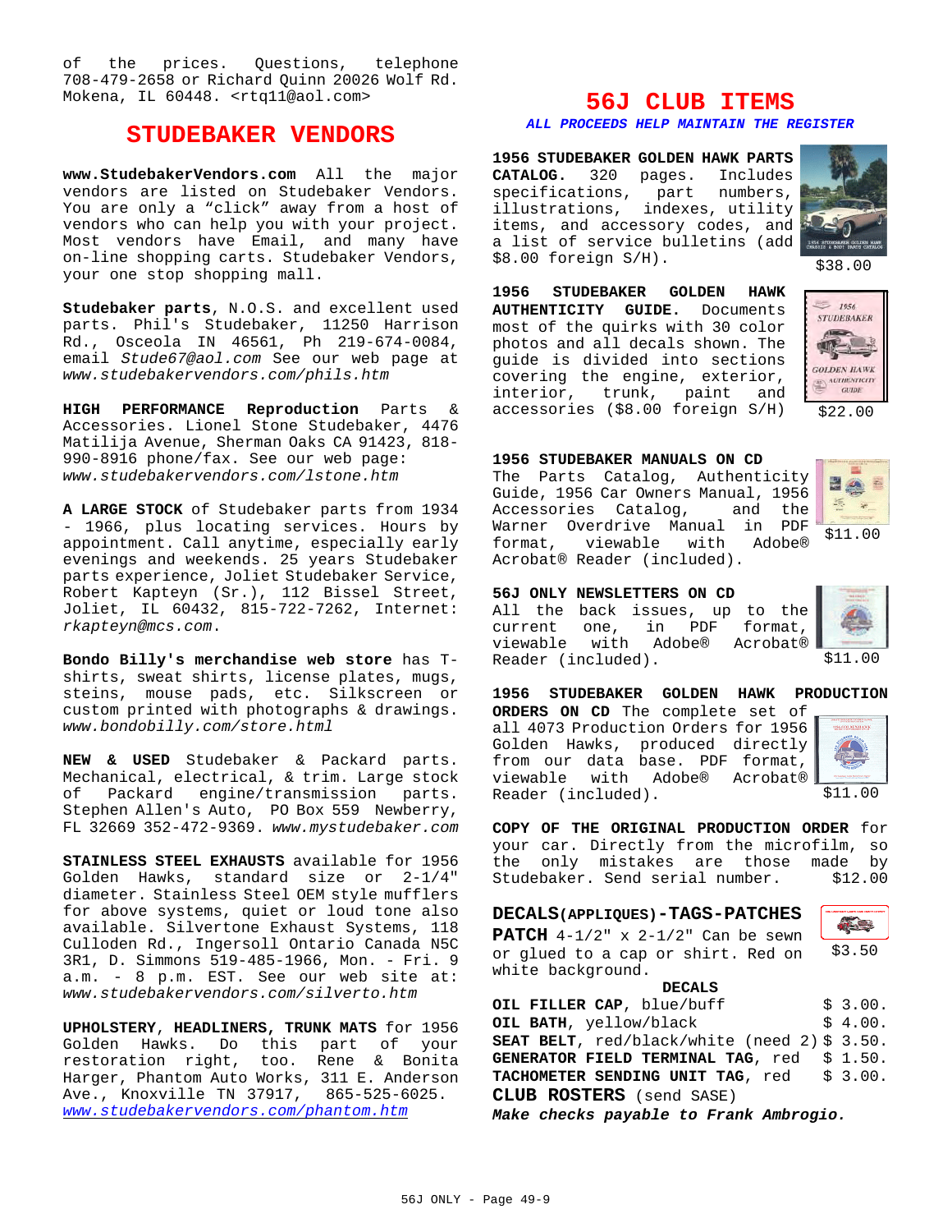of the prices. Questions, telephone 708-479-2658 or Richard Quinn 20026 Wolf Rd. Mokena, IL 60448. <rtq11@aol.com>

## STUDEBAKER VENDORS

**www.StudebakerVendors.com** All the major vendors are listed on Studebaker Vendors. You are only a "click" away from a host of vendors who can help you with your project. Most vendors have Email, and many have on-line shopping carts. Studebaker Vendors, your one stop shopping mall.

**Studebaker parts**, N.O.S. and excellent used parts. Phil's Studebaker, 11250 Harrison Rd., Osceola IN 46561, Ph 219-674-0084, email *Stude67@aol.com* See our web page at *www.studebakervendors.com/phils.htm*

**HIGH PERFORMANCE Reproduction** Parts & Accessories. Lionel Stone Studebaker, 4476 Matilija Avenue, Sherman Oaks CA 91423, 818-990-8916 phone/fax. See our web page: *www.studebakervendors.com/lstone.htm*

**A LARGE STOCK** of Studebaker parts from 1934 - 1966, plus locating services. Hours by appointment. Call anytime, especially early evenings and weekends. 25 years Studebaker parts experience, Joliet Studebaker Service, Robert Kapteyn (Sr.), 112 Bissel Street, Joliet, IL 60432, 815-722-7262, Internet: *rkapteyn@mcs.com*.

**Bondo Billy's merchandise web store** has T-shirts, sweat shirts, license plates, mugs, steins, mouse pads, etc. Silkscreen or custom printed with photographs & drawings. *www.bondobilly.com/store.html*

**NEW & USED** Studebaker & Packard parts. Mechanical, electrical, & trim. Large stock of Packard engine/transmission parts. Stephen Allen's Auto, PO Box 559 Newberry, FL 32669 352-472-9369. *www.mystudebaker.com*

**STAINLESS STEEL EXHAUSTS** available for 1956 Golden Hawks, standard size or 2-1/4" diameter. Stainless Steel OEM style mufflers for above systems, quiet or loud tone also available. Silvertone Exhaust Systems, 118 Culloden Rd., Ingersoll Ontario Canada N5C 3R1, D. Simmons 519-485-1966, Mon. - Fri. 9 a.m. - 8 p.m. EST. See our web site at: *www.studebakervendors.com/silverto.htm*

**UPHOLSTERY, HEADLINERS, TRUNK MATS** for 1956 Golden Hawks. Do this part of your restoration right, too. Rene & Bonita Harger, Phantom Auto Works, 311 E. Anderson Ave., Knoxville TN 37917, 865-525-6025. *www.studebakervendors.com/phantom.htm*

## 56J CLUB ITEMS

***ALL PROCEEDS HELP MAINTAIN THE REGISTER***

**1956 STUDEBAKER GOLDEN HAWK PARTS CATALOG.** 320 pages. Includes specifications, part numbers, illustrations, indexes, utility items, and accessory codes, and a list of service bulletins (add $8.00 foreign S/H). $38.00

**1956 STUDEBAKER GOLDEN HAWK AUTHENTICITY GUIDE.** Documents most of the quirks with 30 color photos and all decals shown. The guide is divided into sections covering the engine, exterior, interior, trunk, paint and accessories ($8.00 foreign S/H) $22.00

**1956 STUDEBAKER MANUALS ON CD** The Parts Catalog, Authenticity Guide, 1956 Car Owners Manual, 1956 Accessories Catalog, and the Warner Overdrive Manual in PDF format, viewable with Adobe® Acrobat® Reader (included). $11.00

**56J ONLY NEWSLETTERS ON CD** All the back issues, up to the current one, in PDF format, viewable with Adobe® Acrobat® Reader (included). $11.00

**1956 STUDEBAKER GOLDEN HAWK PRODUCTION ORDERS ON CD** The complete set of all 4073 Production Orders for 1956 Golden Hawks, produced directly from our data base. PDF format, viewable with Adobe® Acrobat® Reader (included). $11.00

**COPY OF THE ORIGINAL PRODUCTION ORDER** for your car. Directly from the microfilm, so the only mistakes are those made by Studebaker. Send serial number. $12.00

### DECALS(APPLIQUES)-TAGS-PATCHES

**PATCH** 4-1/2" x 2-1/2" Can be sewn or glued to a cap or shirt. Red on white background. $3.50

**DECALS**

| | |
|---|---|
| **OIL FILLER CAP**, blue/buff | $ 3.00. |
| **OIL BATH**, yellow/black | $ 4.00. |
| **SEAT BELT**, red/black/white (need 2) | $ 3.50. |
| **GENERATOR FIELD TERMINAL TAG**, red | $ 1.50. |
| **TACHOMETER SENDING UNIT TAG**, red | $ 3.00. |

**CLUB ROSTERS** (send SASE)

***Make checks payable to Frank Ambrogio.***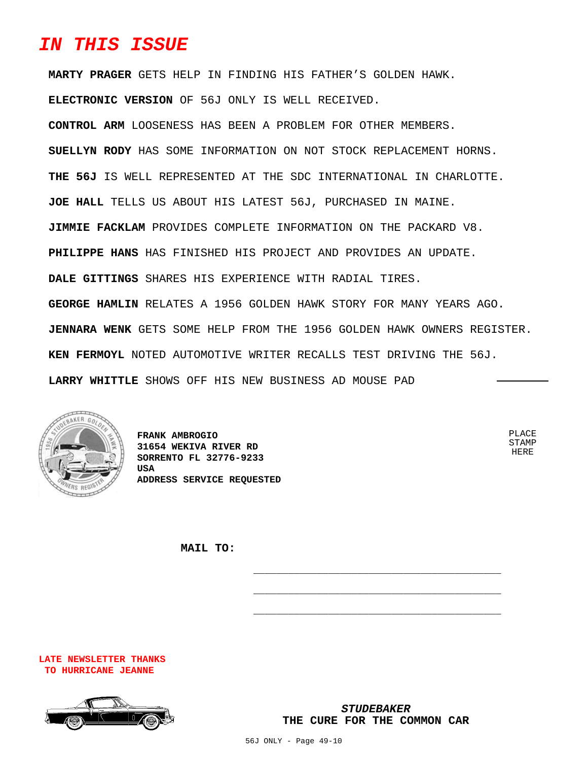# IN THIS ISSUE

**MARTY PRAGER** GETS HELP IN FINDING HIS FATHER'S GOLDEN HAWK.

**ELECTRONIC VERSION** OF 56J ONLY IS WELL RECEIVED.

**CONTROL ARM** LOOSENESS HAS BEEN A PROBLEM FOR OTHER MEMBERS.

**SUELLYN RODY** HAS SOME INFORMATION ON NOT STOCK REPLACEMENT HORNS.

**THE 56J** IS WELL REPRESENTED AT THE SDC INTERNATIONAL IN CHARLOTTE.

**JOE HALL** TELLS US ABOUT HIS LATEST 56J, PURCHASED IN MAINE.

**JIMMIE FACKLAM** PROVIDES COMPLETE INFORMATION ON THE PACKARD V8.

**PHILIPPE HANS** HAS FINISHED HIS PROJECT AND PROVIDES AN UPDATE.

**DALE GITTINGS** SHARES HIS EXPERIENCE WITH RADIAL TIRES.

**GEORGE HAMLIN** RELATES A 1956 GOLDEN HAWK STORY FOR MANY YEARS AGO.

**JENNARA WENK** GETS SOME HELP FROM THE 1956 GOLDEN HAWK OWNERS REGISTER.

**KEN FERMOYL** NOTED AUTOMOTIVE WRITER RECALLS TEST DRIVING THE 56J.

**LARRY WHITTLE** SHOWS OFF HIS NEW BUSINESS AD MOUSE PAD

**FRANK AMBROGIO**
**31654 WEKIVA RIVER RD**
**SORRENTO FL 32776-9233**
**USA**
**ADDRESS SERVICE REQUESTED**

PLACE
STAMP
HERE

**MAIL TO:**

\_\_\_\_\_\_\_\_\_\_\_\_\_\_\_\_\_\_\_\_\_\_\_\_\_\_\_\_\_\_\_\_\_\_\_

\_\_\_\_\_\_\_\_\_\_\_\_\_\_\_\_\_\_\_\_\_\_\_\_\_\_\_\_\_\_\_\_\_\_\_

\_\_\_\_\_\_\_\_\_\_\_\_\_\_\_\_\_\_\_\_\_\_\_\_\_\_\_\_\_\_\_\_\_\_\_

**LATE NEWSLETTER THANKS TO HURRICANE JEANNE**

***STUDEBAKER***
**THE CURE FOR THE COMMON CAR**